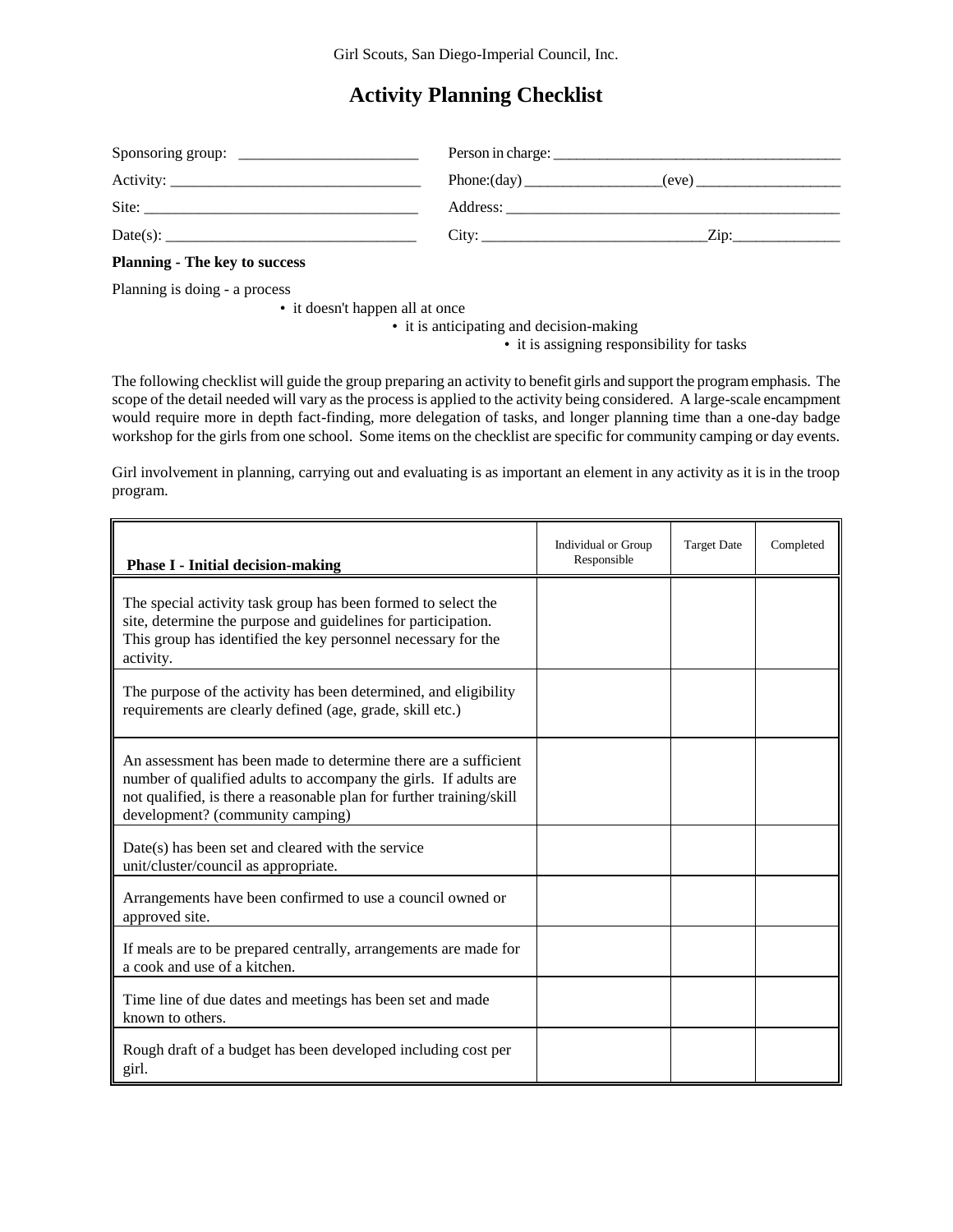Girl Scouts, San Diego-Imperial Council, Inc.

# Activity Planning Checklist

Sponsoring group: _______________________ Person in charge: _____________________________________

Activity: _______________________________ Phone:(day) _________________(eve) __________________

Site: __________________________________ Address: ___________________________________________

Date(s): ________________________________ City: ____________________________Zip:_____________

**Planning - The key to success**

Planning is doing - a process

- it doesn't happen all at once
- it is anticipating and decision-making
- it is assigning responsibility for tasks

The following checklist will guide the group preparing an activity to benefit girls and support the program emphasis. The scope of the detail needed will vary as the process is applied to the activity being considered. A large-scale encampment would require more in depth fact-finding, more delegation of tasks, and longer planning time than a one-day badge workshop for the girls from one school. Some items on the checklist are specific for community camping or day events.

Girl involvement in planning, carrying out and evaluating is as important an element in any activity as it is in the troop program.

| **Phase I - Initial decision-making** | Individual or Group Responsible | Target Date | Completed |
|---|---|---|---|
| The special activity task group has been formed to select the site, determine the purpose and guidelines for participation. This group has identified the key personnel necessary for the activity. | | | |
| The purpose of the activity has been determined, and eligibility requirements are clearly defined (age, grade, skill etc.) | | | |
| An assessment has been made to determine there are a sufficient number of qualified adults to accompany the girls. If adults are not qualified, is there a reasonable plan for further training/skill development? (community camping) | | | |
| Date(s) has been set and cleared with the service unit/cluster/council as appropriate. | | | |
| Arrangements have been confirmed to use a council owned or approved site. | | | |
| If meals are to be prepared centrally, arrangements are made for a cook and use of a kitchen. | | | |
| Time line of due dates and meetings has been set and made known to others. | | | |
| Rough draft of a budget has been developed including cost per girl. | | | |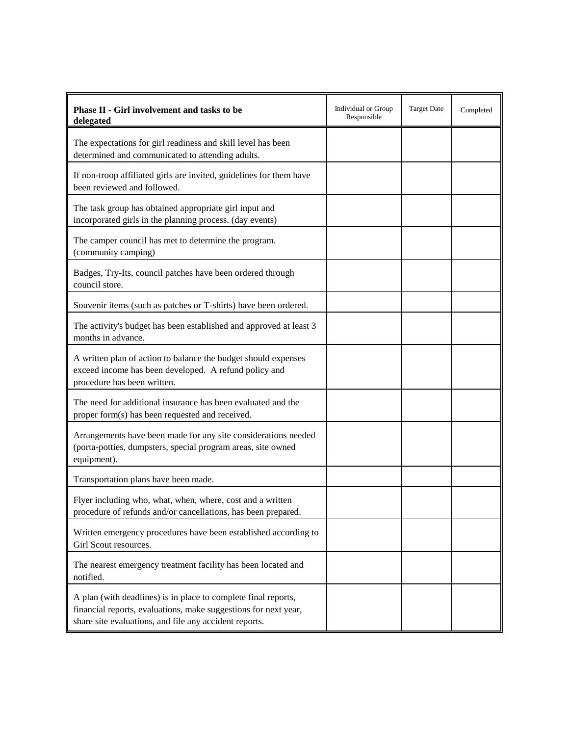| **Phase II - Girl involvement and tasks to be delegated** | Individual or Group Responsible | Target Date | Completed |
|---|---|---|---|
| The expectations for girl readiness and skill level has been determined and communicated to attending adults. | | | |
| If non-troop affiliated girls are invited, guidelines for them have been reviewed and followed. | | | |
| The task group has obtained appropriate girl input and incorporated girls in the planning process. (day events) | | | |
| The camper council has met to determine the program. (community camping) | | | |
| Badges, Try-Its, council patches have been ordered through council store. | | | |
| Souvenir items (such as patches or T-shirts) have been ordered. | | | |
| The activity's budget has been established and approved at least 3 months in advance. | | | |
| A written plan of action to balance the budget should expenses exceed income has been developed. A refund policy and procedure has been written. | | | |
| The need for additional insurance has been evaluated and the proper form(s) has been requested and received. | | | |
| Arrangements have been made for any site considerations needed (porta-potties, dumpsters, special program areas, site owned equipment). | | | |
| Transportation plans have been made. | | | |
| Flyer including who, what, when, where, cost and a written procedure of refunds and/or cancellations, has been prepared. | | | |
| Written emergency procedures have been established according to Girl Scout resources. | | | |
| The nearest emergency treatment facility has been located and notified. | | | |
| A plan (with deadlines) is in place to complete final reports, financial reports, evaluations, make suggestions for next year, share site evaluations, and file any accident reports. | | | |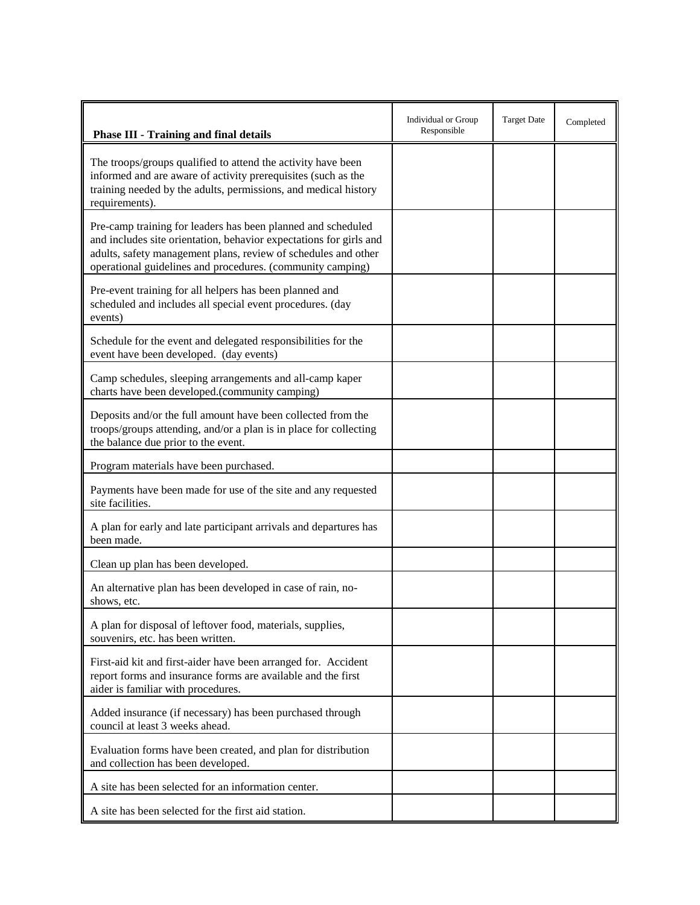| **Phase III - Training and final details** | Individual or Group Responsible | Target Date | Completed |
|---|---|---|---|
| The troops/groups qualified to attend the activity have been informed and are aware of activity prerequisites (such as the training needed by the adults, permissions, and medical history requirements). | | | |
| Pre-camp training for leaders has been planned and scheduled and includes site orientation, behavior expectations for girls and adults, safety management plans, review of schedules and other operational guidelines and procedures. (community camping) | | | |
| Pre-event training for all helpers has been planned and scheduled and includes all special event procedures. (day events) | | | |
| Schedule for the event and delegated responsibilities for the event have been developed. (day events) | | | |
| Camp schedules, sleeping arrangements and all-camp kaper charts have been developed.(community camping) | | | |
| Deposits and/or the full amount have been collected from the troops/groups attending, and/or a plan is in place for collecting the balance due prior to the event. | | | |
| Program materials have been purchased. | | | |
| Payments have been made for use of the site and any requested site facilities. | | | |
| A plan for early and late participant arrivals and departures has been made. | | | |
| Clean up plan has been developed. | | | |
| An alternative plan has been developed in case of rain, no-shows, etc. | | | |
| A plan for disposal of leftover food, materials, supplies, souvenirs, etc. has been written. | | | |
| First-aid kit and first-aider have been arranged for. Accident report forms and insurance forms are available and the first aider is familiar with procedures. | | | |
| Added insurance (if necessary) has been purchased through council at least 3 weeks ahead. | | | |
| Evaluation forms have been created, and plan for distribution and collection has been developed. | | | |
| A site has been selected for an information center. | | | |
| A site has been selected for the first aid station. | | | |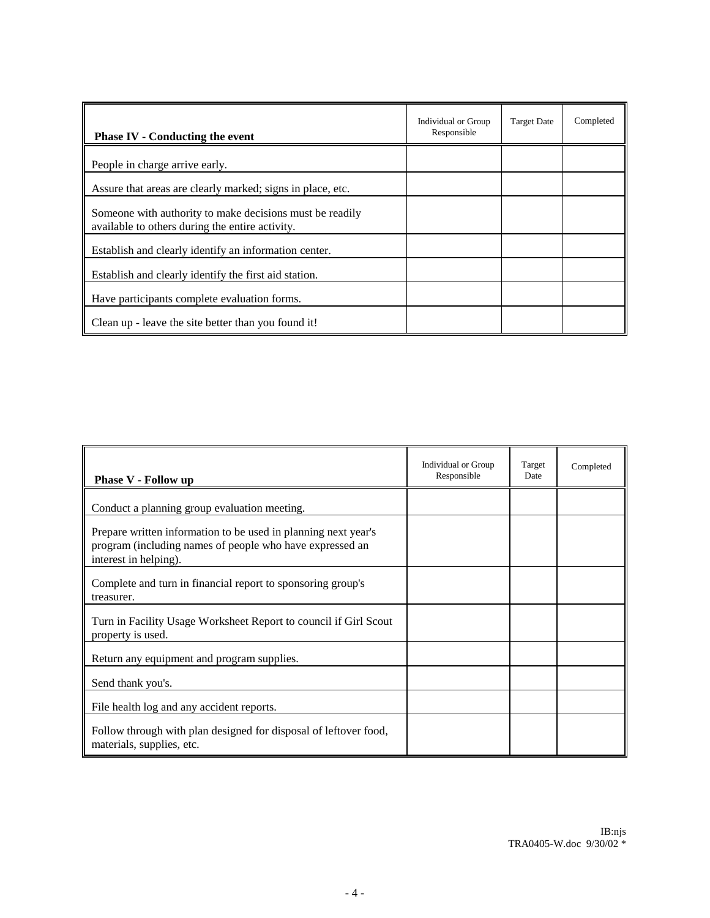| Phase IV - Conducting the event | Individual or Group Responsible | Target Date | Completed |
|---|---|---|---|
| People in charge arrive early. | | | |
| Assure that areas are clearly marked; signs in place, etc. | | | |
| Someone with authority to make decisions must be readily available to others during the entire activity. | | | |
| Establish and clearly identify an information center. | | | |
| Establish and clearly identify the first aid station. | | | |
| Have participants complete evaluation forms. | | | |
| Clean up - leave the site better than you found it! | | | |

| Phase V - Follow up | Individual or Group Responsible | Target Date | Completed |
|---|---|---|---|
| Conduct a planning group evaluation meeting. | | | |
| Prepare written information to be used in planning next year's program (including names of people who have expressed an interest in helping). | | | |
| Complete and turn in financial report to sponsoring group's treasurer. | | | |
| Turn in Facility Usage Worksheet Report to council if Girl Scout property is used. | | | |
| Return any equipment and program supplies. | | | |
| Send thank you's. | | | |
| File health log and any accident reports. | | | |
| Follow through with plan designed for disposal of leftover food, materials, supplies, etc. | | | |

IB:njs
TRA0405-W.doc 9/30/02 *